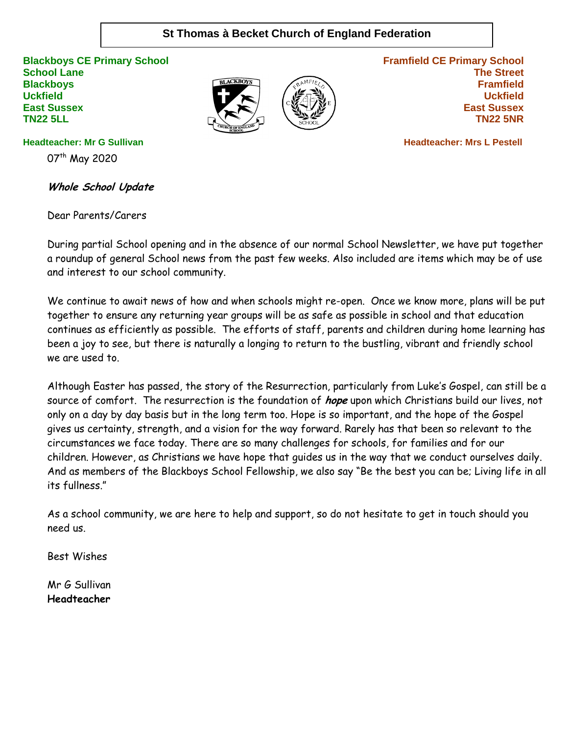# St Thomas à Becket Church of England Federation

**Blackboys CE Primary School**
**School Lane**
**Blackboys**
**Uckfield**
**East Sussex**
**TN22 5LL**

**Headteacher: Mr G Sullivan**

**Framfield CE Primary School**
**The Street**
**Framfield**
**Uckfield**
**East Sussex**
**TN22 5NR**

**Headteacher: Mrs L Pestell**

07th May 2020

***Whole School Update***

Dear Parents/Carers

During partial School opening and in the absence of our normal School Newsletter, we have put together a roundup of general School news from the past few weeks. Also included are items which may be of use and interest to our school community.

We continue to await news of how and when schools might re-open. Once we know more, plans will be put together to ensure any returning year groups will be as safe as possible in school and that education continues as efficiently as possible. The efforts of staff, parents and children during home learning has been a joy to see, but there is naturally a longing to return to the bustling, vibrant and friendly school we are used to.

Although Easter has passed, the story of the Resurrection, particularly from Luke's Gospel, can still be a source of comfort. The resurrection is the foundation of ***hope*** upon which Christians build our lives, not only on a day by day basis but in the long term too. Hope is so important, and the hope of the Gospel gives us certainty, strength, and a vision for the way forward. Rarely has that been so relevant to the circumstances we face today. There are so many challenges for schools, for families and for our children. However, as Christians we have hope that guides us in the way that we conduct ourselves daily. And as members of the Blackboys School Fellowship, we also say "Be the best you can be; Living life in all its fullness."

As a school community, we are here to help and support, so do not hesitate to get in touch should you need us.

Best Wishes

Mr G Sullivan
**Headteacher**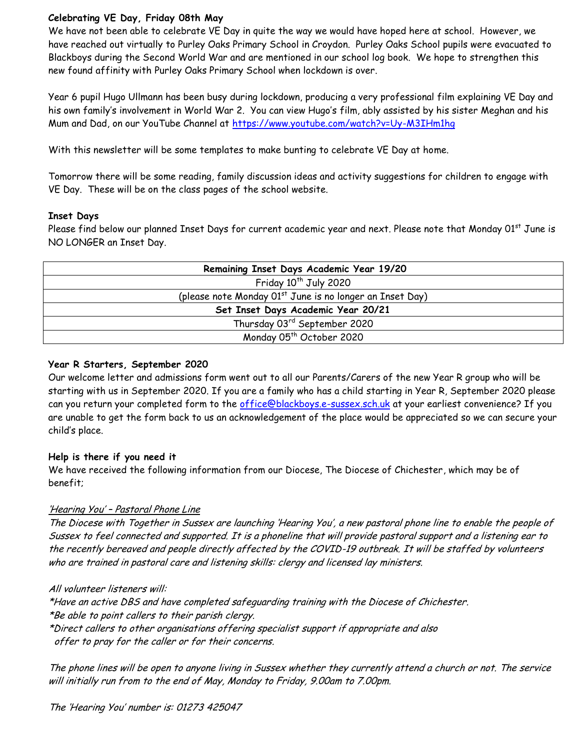**Celebrating VE Day, Friday 08th May**

We have not been able to celebrate VE Day in quite the way we would have hoped here at school. However, we have reached out virtually to Purley Oaks Primary School in Croydon. Purley Oaks School pupils were evacuated to Blackboys during the Second World War and are mentioned in our school log book. We hope to strengthen this new found affinity with Purley Oaks Primary School when lockdown is over.

Year 6 pupil Hugo Ullmann has been busy during lockdown, producing a very professional film explaining VE Day and his own family's involvement in World War 2. You can view Hugo's film, ably assisted by his sister Meghan and his Mum and Dad, on our YouTube Channel at https://www.youtube.com/watch?v=Uy-M3IHm1hg

With this newsletter will be some templates to make bunting to celebrate VE Day at home.

Tomorrow there will be some reading, family discussion ideas and activity suggestions for children to engage with VE Day. These will be on the class pages of the school website.

**Inset Days**

Please find below our planned Inset Days for current academic year and next. Please note that Monday 01st June is NO LONGER an Inset Day.

| **Remaining Inset Days Academic Year 19/20** |
|---|
| Friday 10th July 2020 |
| (please note Monday 01st June is no longer an Inset Day) |
| **Set Inset Days Academic Year 20/21** |
| Thursday 03rd September 2020 |
| Monday 05th October 2020 |

**Year R Starters, September 2020**

Our welcome letter and admissions form went out to all our Parents/Carers of the new Year R group who will be starting with us in September 2020. If you are a family who has a child starting in Year R, September 2020 please can you return your completed form to the office@blackboys.e-sussex.sch.uk at your earliest convenience? If you are unable to get the form back to us an acknowledgement of the place would be appreciated so we can secure your child's place.

**Help is there if you need it**

We have received the following information from our Diocese, The Diocese of Chichester, which may be of benefit;

*'Hearing You' – Pastoral Phone Line*

*The Diocese with Together in Sussex are launching 'Hearing You', a new pastoral phone line to enable the people of Sussex to feel connected and supported. It is a phoneline that will provide pastoral support and a listening ear to the recently bereaved and people directly affected by the COVID-19 outbreak. It will be staffed by volunteers who are trained in pastoral care and listening skills: clergy and licensed lay ministers.*

*All volunteer listeners will:*

*\*Have an active DBS and have completed safeguarding training with the Diocese of Chichester.*

*\*Be able to point callers to their parish clergy.*

*\*Direct callers to other organisations offering specialist support if appropriate and also offer to pray for the caller or for their concerns.*

*The phone lines will be open to anyone living in Sussex whether they currently attend a church or not. The service will initially run from to the end of May, Monday to Friday, 9.00am to 7.00pm.*

*The 'Hearing You' number is: 01273 425047*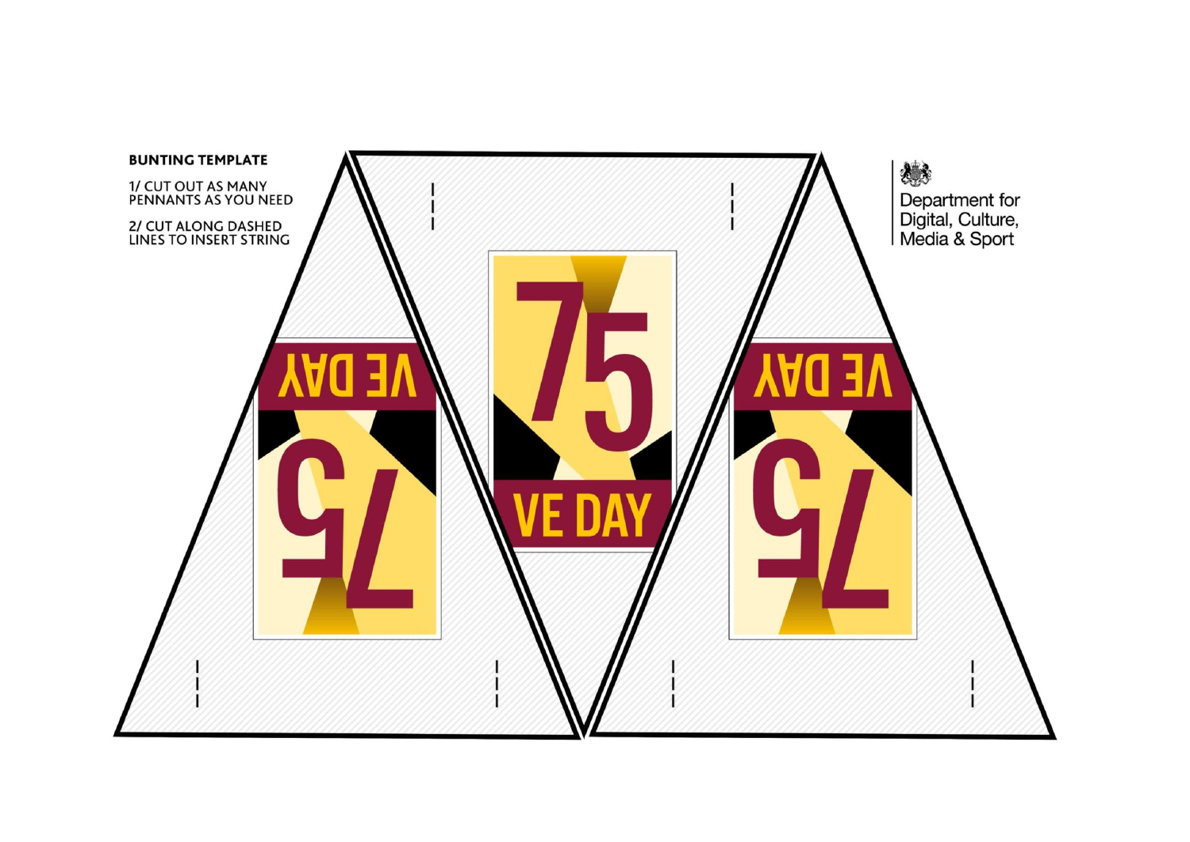**BUNTING TEMPLATE**

1/ CUT OUT AS MANY PENNANTS AS YOU NEED

2/ CUT ALONG DASHED LINES TO INSERT STRING

Department for Digital, Culture, Media & Sport

75

VE DAY

75

VE DAY

75

VE DAY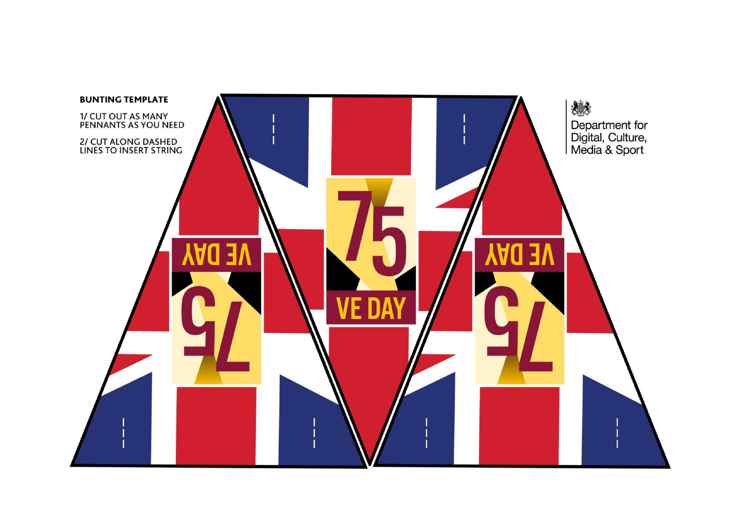**BUNTING TEMPLATE**

1/ CUT OUT AS MANY PENNANTS AS YOU NEED

2/ CUT ALONG DASHED LINES TO INSERT STRING

Department for Digital, Culture, Media & Sport

VE DAY 75

75 VE DAY

VE DAY 75